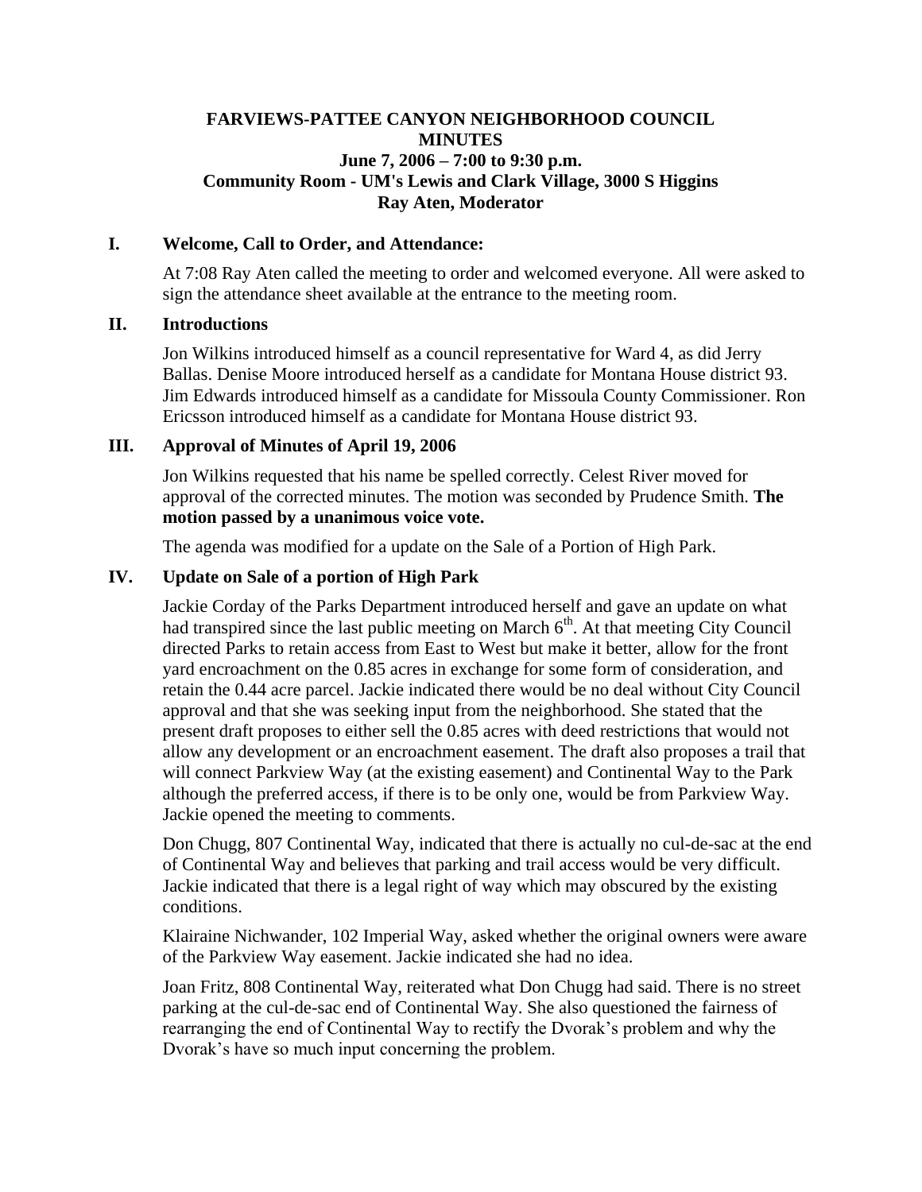# FARVIEWS-PATTEE CANYON NEIGHBORHOOD COUNCIL MINUTES

**June 7, 2006 – 7:00 to 9:30 p.m.**
**Community Room - UM's Lewis and Clark Village, 3000 S Higgins**
**Ray Aten, Moderator**

## I. Welcome, Call to Order, and Attendance:

At 7:08 Ray Aten called the meeting to order and welcomed everyone. All were asked to sign the attendance sheet available at the entrance to the meeting room.

## II. Introductions

Jon Wilkins introduced himself as a council representative for Ward 4, as did Jerry Ballas. Denise Moore introduced herself as a candidate for Montana House district 93. Jim Edwards introduced himself as a candidate for Missoula County Commissioner. Ron Ericsson introduced himself as a candidate for Montana House district 93.

## III. Approval of Minutes of April 19, 2006

Jon Wilkins requested that his name be spelled correctly. Celest River moved for approval of the corrected minutes. The motion was seconded by Prudence Smith. **The motion passed by a unanimous voice vote.**

The agenda was modified for a update on the Sale of a Portion of High Park.

## IV. Update on Sale of a portion of High Park

Jackie Corday of the Parks Department introduced herself and gave an update on what had transpired since the last public meeting on March 6th. At that meeting City Council directed Parks to retain access from East to West but make it better, allow for the front yard encroachment on the 0.85 acres in exchange for some form of consideration, and retain the 0.44 acre parcel. Jackie indicated there would be no deal without City Council approval and that she was seeking input from the neighborhood. She stated that the present draft proposes to either sell the 0.85 acres with deed restrictions that would not allow any development or an encroachment easement. The draft also proposes a trail that will connect Parkview Way (at the existing easement) and Continental Way to the Park although the preferred access, if there is to be only one, would be from Parkview Way. Jackie opened the meeting to comments.

Don Chugg, 807 Continental Way, indicated that there is actually no cul-de-sac at the end of Continental Way and believes that parking and trail access would be very difficult. Jackie indicated that there is a legal right of way which may obscured by the existing conditions.

Klairaine Nichwander, 102 Imperial Way, asked whether the original owners were aware of the Parkview Way easement. Jackie indicated she had no idea.

Joan Fritz, 808 Continental Way, reiterated what Don Chugg had said. There is no street parking at the cul-de-sac end of Continental Way. She also questioned the fairness of rearranging the end of Continental Way to rectify the Dvorak's problem and why the Dvorak's have so much input concerning the problem.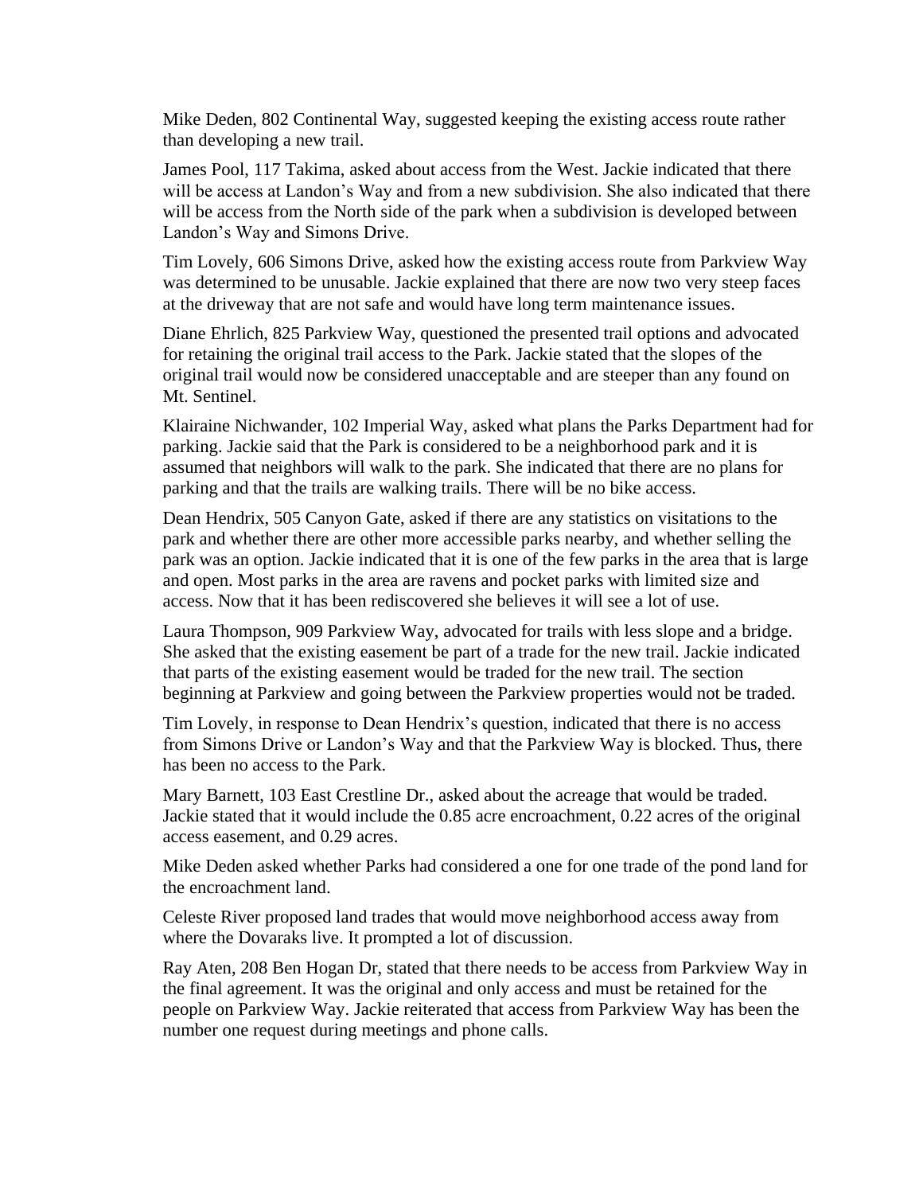Mike Deden, 802 Continental Way, suggested keeping the existing access route rather than developing a new trail.

James Pool, 117 Takima, asked about access from the West. Jackie indicated that there will be access at Landon's Way and from a new subdivision. She also indicated that there will be access from the North side of the park when a subdivision is developed between Landon's Way and Simons Drive.

Tim Lovely, 606 Simons Drive, asked how the existing access route from Parkview Way was determined to be unusable. Jackie explained that there are now two very steep faces at the driveway that are not safe and would have long term maintenance issues.

Diane Ehrlich, 825 Parkview Way, questioned the presented trail options and advocated for retaining the original trail access to the Park. Jackie stated that the slopes of the original trail would now be considered unacceptable and are steeper than any found on Mt. Sentinel.

Klairaine Nichwander, 102 Imperial Way, asked what plans the Parks Department had for parking. Jackie said that the Park is considered to be a neighborhood park and it is assumed that neighbors will walk to the park. She indicated that there are no plans for parking and that the trails are walking trails. There will be no bike access.

Dean Hendrix, 505 Canyon Gate, asked if there are any statistics on visitations to the park and whether there are other more accessible parks nearby, and whether selling the park was an option. Jackie indicated that it is one of the few parks in the area that is large and open. Most parks in the area are ravens and pocket parks with limited size and access. Now that it has been rediscovered she believes it will see a lot of use.

Laura Thompson, 909 Parkview Way, advocated for trails with less slope and a bridge. She asked that the existing easement be part of a trade for the new trail. Jackie indicated that parts of the existing easement would be traded for the new trail. The section beginning at Parkview and going between the Parkview properties would not be traded.

Tim Lovely, in response to Dean Hendrix's question, indicated that there is no access from Simons Drive or Landon's Way and that the Parkview Way is blocked. Thus, there has been no access to the Park.

Mary Barnett, 103 East Crestline Dr., asked about the acreage that would be traded. Jackie stated that it would include the 0.85 acre encroachment, 0.22 acres of the original access easement, and 0.29 acres.

Mike Deden asked whether Parks had considered a one for one trade of the pond land for the encroachment land.

Celeste River proposed land trades that would move neighborhood access away from where the Dovaraks live. It prompted a lot of discussion.

Ray Aten, 208 Ben Hogan Dr, stated that there needs to be access from Parkview Way in the final agreement. It was the original and only access and must be retained for the people on Parkview Way. Jackie reiterated that access from Parkview Way has been the number one request during meetings and phone calls.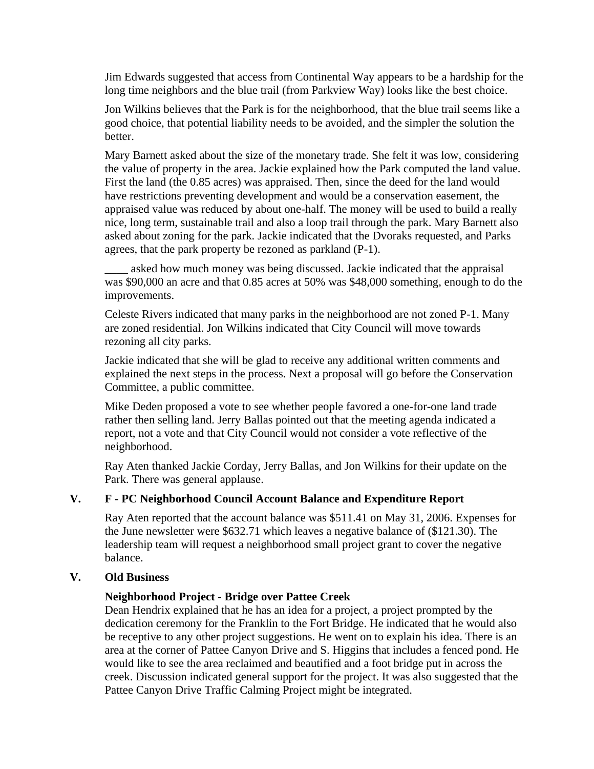Jim Edwards suggested that access from Continental Way appears to be a hardship for the long time neighbors and the blue trail (from Parkview Way) looks like the best choice.

Jon Wilkins believes that the Park is for the neighborhood, that the blue trail seems like a good choice, that potential liability needs to be avoided, and the simpler the solution the better.

Mary Barnett asked about the size of the monetary trade. She felt it was low, considering the value of property in the area. Jackie explained how the Park computed the land value. First the land (the 0.85 acres) was appraised. Then, since the deed for the land would have restrictions preventing development and would be a conservation easement, the appraised value was reduced by about one-half. The money will be used to build a really nice, long term, sustainable trail and also a loop trail through the park. Mary Barnett also asked about zoning for the park. Jackie indicated that the Dvoraks requested, and Parks agrees, that the park property be rezoned as parkland (P-1).

____ asked how much money was being discussed. Jackie indicated that the appraisal was $90,000 an acre and that 0.85 acres at 50% was $48,000 something, enough to do the improvements.

Celeste Rivers indicated that many parks in the neighborhood are not zoned P-1. Many are zoned residential. Jon Wilkins indicated that City Council will move towards rezoning all city parks.

Jackie indicated that she will be glad to receive any additional written comments and explained the next steps in the process. Next a proposal will go before the Conservation Committee, a public committee.

Mike Deden proposed a vote to see whether people favored a one-for-one land trade rather then selling land. Jerry Ballas pointed out that the meeting agenda indicated a report, not a vote and that City Council would not consider a vote reflective of the neighborhood.

Ray Aten thanked Jackie Corday, Jerry Ballas, and Jon Wilkins for their update on the Park. There was general applause.

## V. F - PC Neighborhood Council Account Balance and Expenditure Report

Ray Aten reported that the account balance was $511.41 on May 31, 2006. Expenses for the June newsletter were $632.71 which leaves a negative balance of ($121.30). The leadership team will request a neighborhood small project grant to cover the negative balance.

## V. Old Business

**Neighborhood Project - Bridge over Pattee Creek**

Dean Hendrix explained that he has an idea for a project, a project prompted by the dedication ceremony for the Franklin to the Fort Bridge. He indicated that he would also be receptive to any other project suggestions. He went on to explain his idea. There is an area at the corner of Pattee Canyon Drive and S. Higgins that includes a fenced pond. He would like to see the area reclaimed and beautified and a foot bridge put in across the creek. Discussion indicated general support for the project. It was also suggested that the Pattee Canyon Drive Traffic Calming Project might be integrated.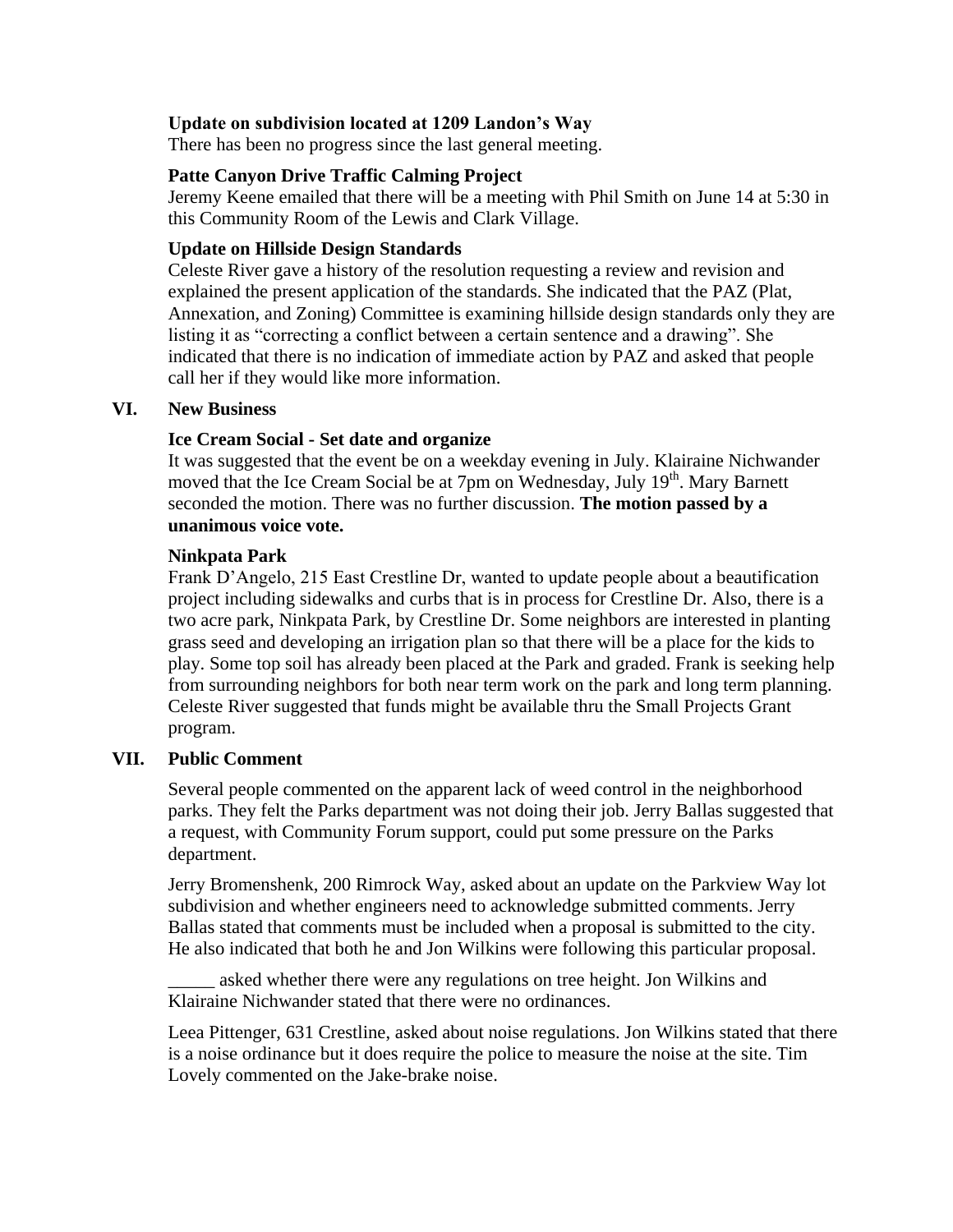**Update on subdivision located at 1209 Landon's Way**

There has been no progress since the last general meeting.

**Patte Canyon Drive Traffic Calming Project**

Jeremy Keene emailed that there will be a meeting with Phil Smith on June 14 at 5:30 in this Community Room of the Lewis and Clark Village.

**Update on Hillside Design Standards**

Celeste River gave a history of the resolution requesting a review and revision and explained the present application of the standards. She indicated that the PAZ (Plat, Annexation, and Zoning) Committee is examining hillside design standards only they are listing it as "correcting a conflict between a certain sentence and a drawing". She indicated that there is no indication of immediate action by PAZ and asked that people call her if they would like more information.

## VI. New Business

**Ice Cream Social - Set date and organize**

It was suggested that the event be on a weekday evening in July. Klairaine Nichwander moved that the Ice Cream Social be at 7pm on Wednesday, July 19th. Mary Barnett seconded the motion. There was no further discussion. **The motion passed by a unanimous voice vote.**

**Ninkpata Park**

Frank D'Angelo, 215 East Crestline Dr, wanted to update people about a beautification project including sidewalks and curbs that is in process for Crestline Dr. Also, there is a two acre park, Ninkpata Park, by Crestline Dr. Some neighbors are interested in planting grass seed and developing an irrigation plan so that there will be a place for the kids to play. Some top soil has already been placed at the Park and graded. Frank is seeking help from surrounding neighbors for both near term work on the park and long term planning. Celeste River suggested that funds might be available thru the Small Projects Grant program.

## VII. Public Comment

Several people commented on the apparent lack of weed control in the neighborhood parks. They felt the Parks department was not doing their job. Jerry Ballas suggested that a request, with Community Forum support, could put some pressure on the Parks department.

Jerry Bromenshenk, 200 Rimrock Way, asked about an update on the Parkview Way lot subdivision and whether engineers need to acknowledge submitted comments. Jerry Ballas stated that comments must be included when a proposal is submitted to the city. He also indicated that both he and Jon Wilkins were following this particular proposal.

_____ asked whether there were any regulations on tree height. Jon Wilkins and Klairaine Nichwander stated that there were no ordinances.

Leea Pittenger, 631 Crestline, asked about noise regulations. Jon Wilkins stated that there is a noise ordinance but it does require the police to measure the noise at the site. Tim Lovely commented on the Jake-brake noise.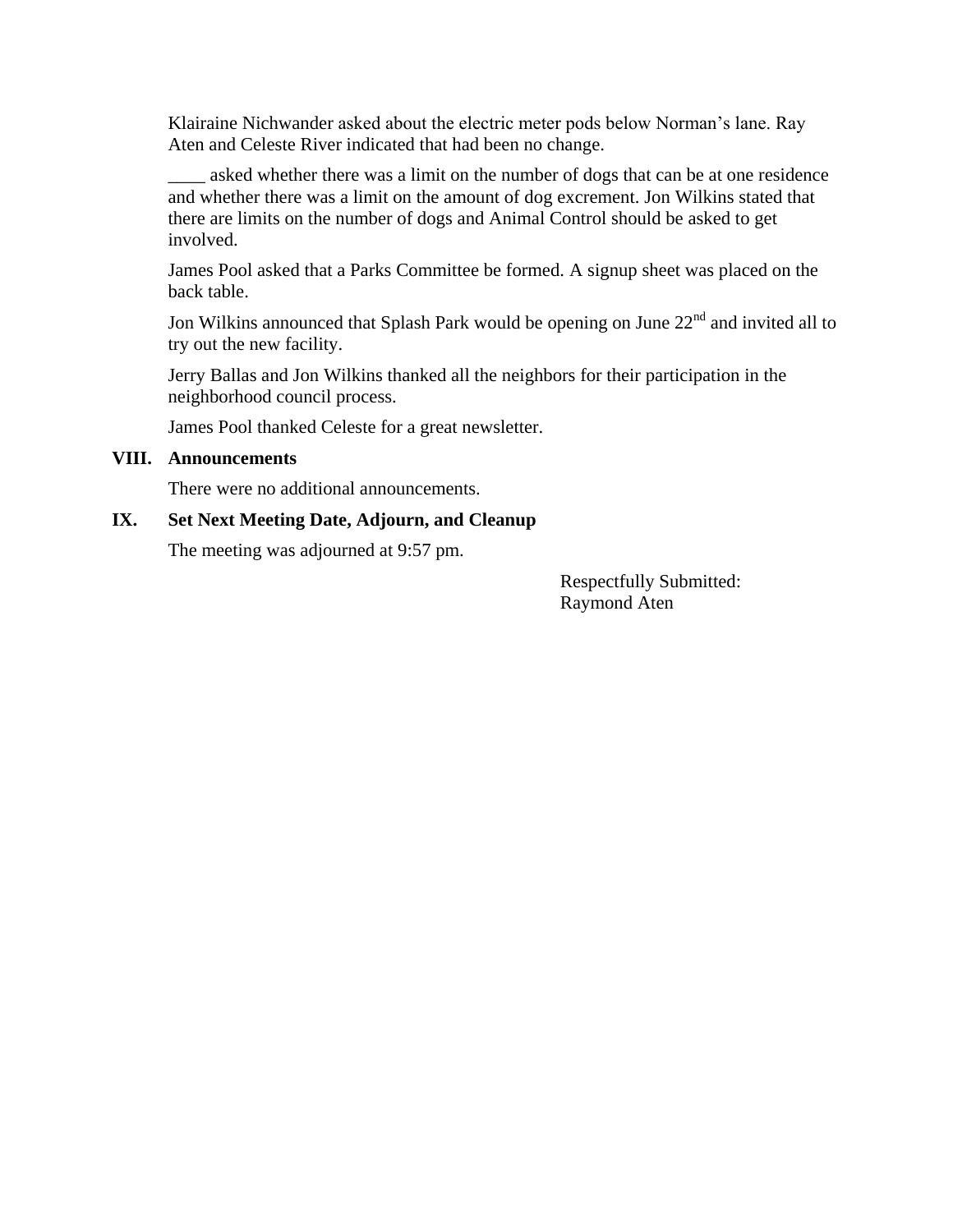Klairaine Nichwander asked about the electric meter pods below Norman's lane. Ray Aten and Celeste River indicated that had been no change.

____ asked whether there was a limit on the number of dogs that can be at one residence and whether there was a limit on the amount of dog excrement. Jon Wilkins stated that there are limits on the number of dogs and Animal Control should be asked to get involved.

James Pool asked that a Parks Committee be formed. A signup sheet was placed on the back table.

Jon Wilkins announced that Splash Park would be opening on June 22nd and invited all to try out the new facility.

Jerry Ballas and Jon Wilkins thanked all the neighbors for their participation in the neighborhood council process.

James Pool thanked Celeste for a great newsletter.

## VIII. Announcements

There were no additional announcements.

## IX. Set Next Meeting Date, Adjourn, and Cleanup

The meeting was adjourned at 9:57 pm.

Respectfully Submitted:
Raymond Aten